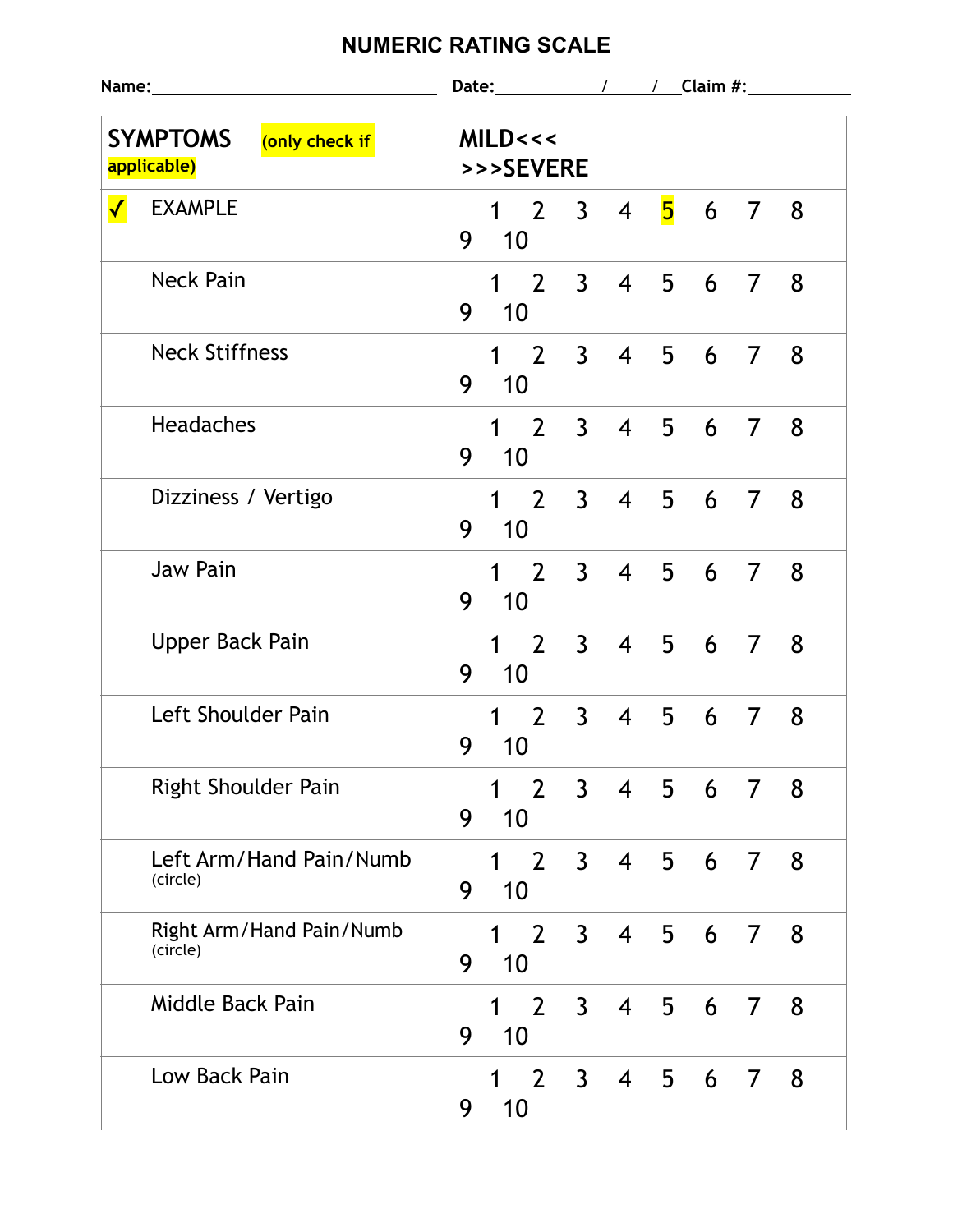# NUMERIC RATING SCALE

**Name:**______________________________ **Date:**_________/____/____ **Claim #:**__________

| **SYMPTOMS** (only check if applicable) | | **MILD<<< >>>SEVERE** |
|---|---|---|
| ✓ | EXAMPLE | 1 2 3 4 5 6 7 8 9 10 |
| | Neck Pain | 1 2 3 4 5 6 7 8 9 10 |
| | Neck Stiffness | 1 2 3 4 5 6 7 8 9 10 |
| | Headaches | 1 2 3 4 5 6 7 8 9 10 |
| | Dizziness / Vertigo | 1 2 3 4 5 6 7 8 9 10 |
| | Jaw Pain | 1 2 3 4 5 6 7 8 9 10 |
| | Upper Back Pain | 1 2 3 4 5 6 7 8 9 10 |
| | Left Shoulder Pain | 1 2 3 4 5 6 7 8 9 10 |
| | Right Shoulder Pain | 1 2 3 4 5 6 7 8 9 10 |
| | Left Arm/Hand Pain/Numb (circle) | 1 2 3 4 5 6 7 8 9 10 |
| | Right Arm/Hand Pain/Numb (circle) | 1 2 3 4 5 6 7 8 9 10 |
| | Middle Back Pain | 1 2 3 4 5 6 7 8 9 10 |
| | Low Back Pain | 1 2 3 4 5 6 7 8 9 10 |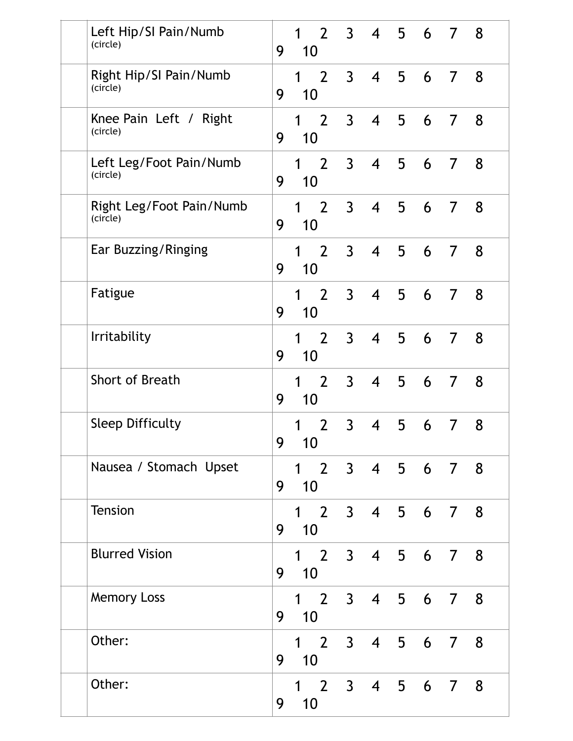| | | |
|---|---|---|
| | Left Hip/SI Pain/Numb (circle) | 1 2 3 4 5 6 7 8 9 10 |
| | Right Hip/SI Pain/Numb (circle) | 1 2 3 4 5 6 7 8 9 10 |
| | Knee Pain Left / Right (circle) | 1 2 3 4 5 6 7 8 9 10 |
| | Left Leg/Foot Pain/Numb (circle) | 1 2 3 4 5 6 7 8 9 10 |
| | Right Leg/Foot Pain/Numb (circle) | 1 2 3 4 5 6 7 8 9 10 |
| | Ear Buzzing/Ringing | 1 2 3 4 5 6 7 8 9 10 |
| | Fatigue | 1 2 3 4 5 6 7 8 9 10 |
| | Irritability | 1 2 3 4 5 6 7 8 9 10 |
| | Short of Breath | 1 2 3 4 5 6 7 8 9 10 |
| | Sleep Difficulty | 1 2 3 4 5 6 7 8 9 10 |
| | Nausea / Stomach Upset | 1 2 3 4 5 6 7 8 9 10 |
| | Tension | 1 2 3 4 5 6 7 8 9 10 |
| | Blurred Vision | 1 2 3 4 5 6 7 8 9 10 |
| | Memory Loss | 1 2 3 4 5 6 7 8 9 10 |
| | Other: | 1 2 3 4 5 6 7 8 9 10 |
| | Other: | 1 2 3 4 5 6 7 8 9 10 |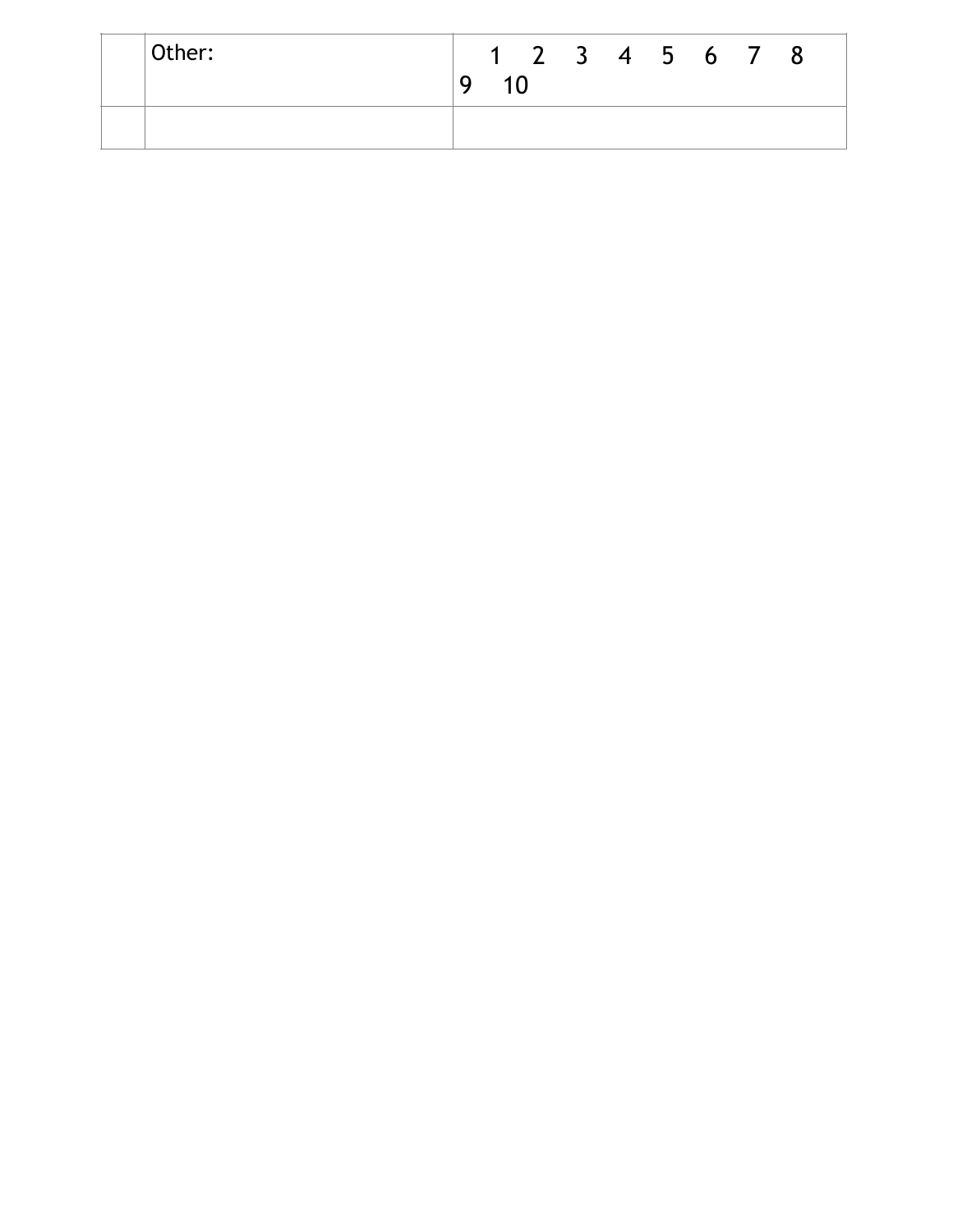| | | |
|---|---|---|
| | Other: | 1 2 3 4 5 6 7 8 9 10 |
| | | |